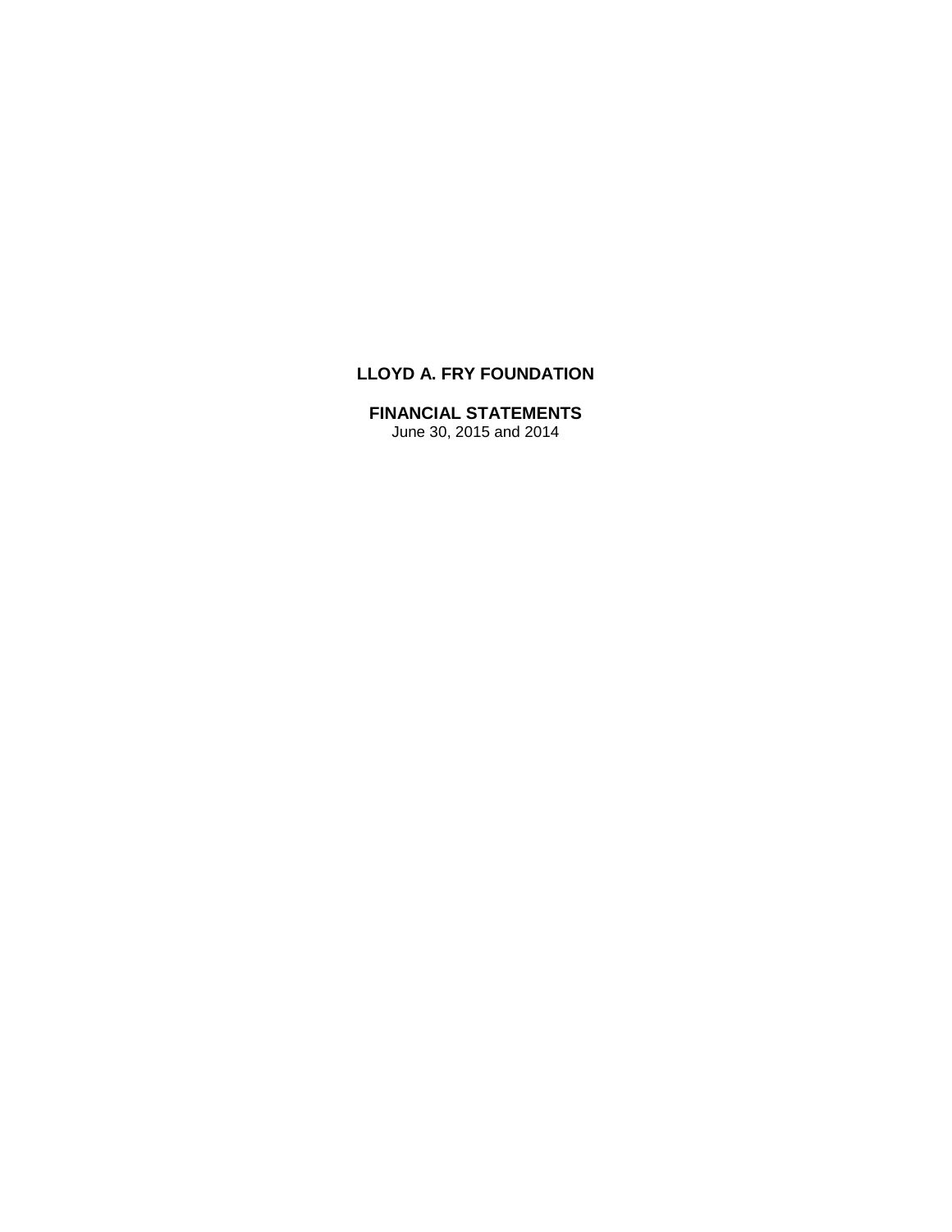# LLOYD A. FRY FOUNDATION

## FINANCIAL STATEMENTS

June 30, 2015 and 2014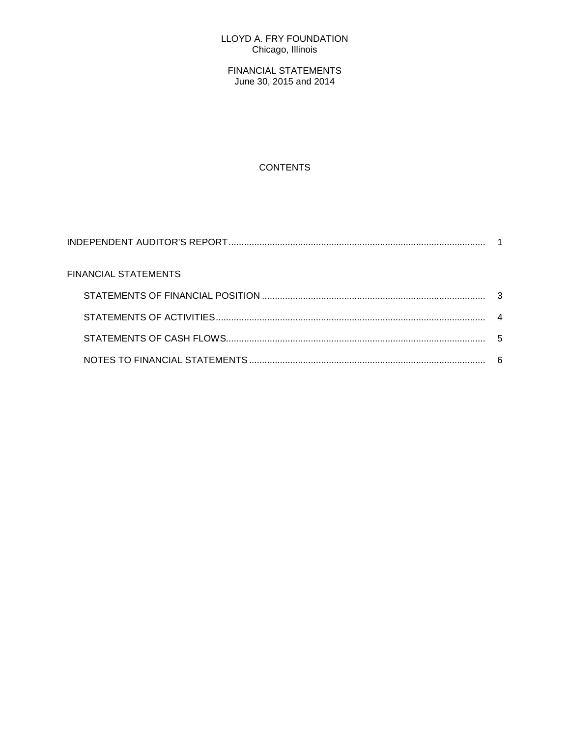LLOYD A. FRY FOUNDATION
Chicago, Illinois

FINANCIAL STATEMENTS
June 30, 2015 and 2014

## CONTENTS

| | |
|---|---|
| INDEPENDENT AUDITOR'S REPORT | 1 |
| FINANCIAL STATEMENTS | |
| STATEMENTS OF FINANCIAL POSITION | 3 |
| STATEMENTS OF ACTIVITIES | 4 |
| STATEMENTS OF CASH FLOWS | 5 |
| NOTES TO FINANCIAL STATEMENTS | 6 |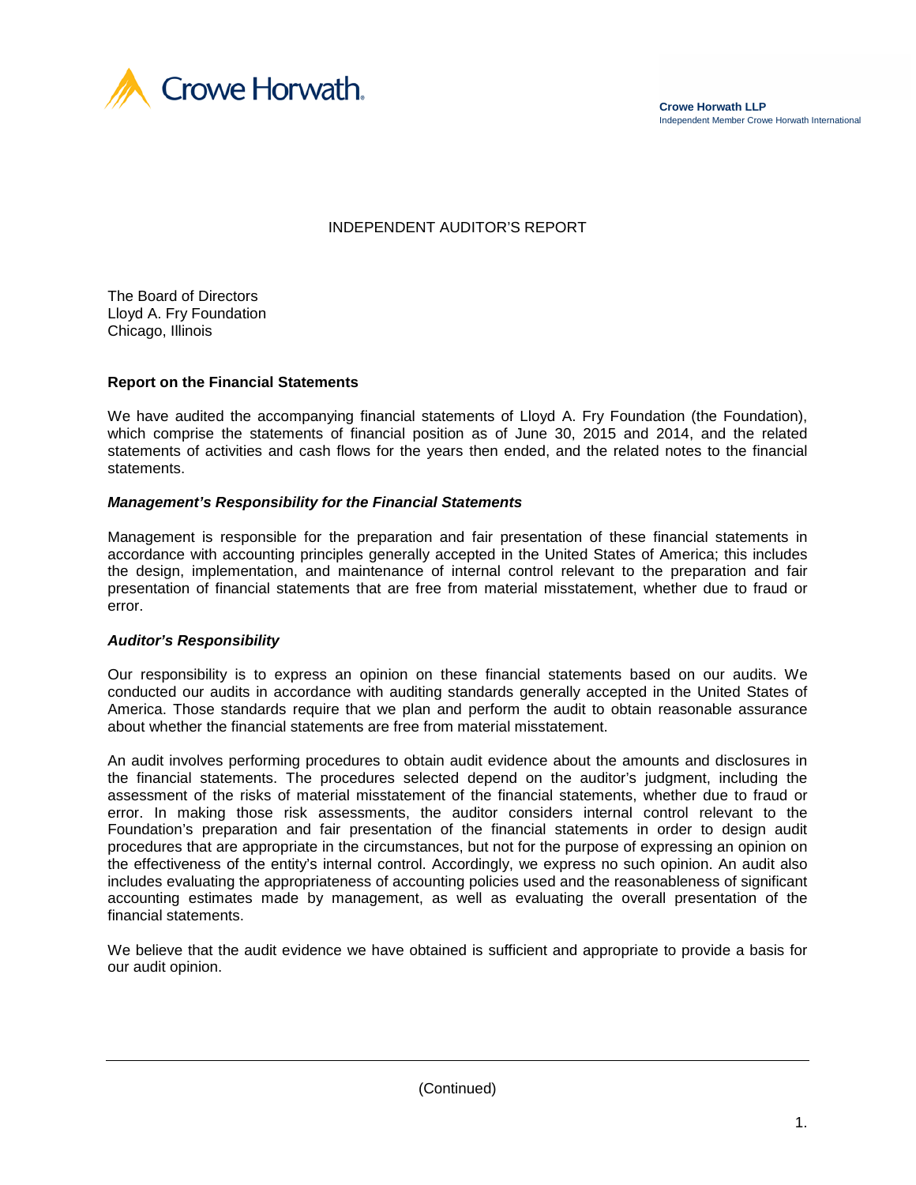Crowe Horwath.

**Crowe Horwath LLP**
Independent Member Crowe Horwath International

# INDEPENDENT AUDITOR'S REPORT

The Board of Directors
Lloyd A. Fry Foundation
Chicago, Illinois

## Report on the Financial Statements

We have audited the accompanying financial statements of Lloyd A. Fry Foundation (the Foundation), which comprise the statements of financial position as of June 30, 2015 and 2014, and the related statements of activities and cash flows for the years then ended, and the related notes to the financial statements.

### *Management's Responsibility for the Financial Statements*

Management is responsible for the preparation and fair presentation of these financial statements in accordance with accounting principles generally accepted in the United States of America; this includes the design, implementation, and maintenance of internal control relevant to the preparation and fair presentation of financial statements that are free from material misstatement, whether due to fraud or error.

### *Auditor's Responsibility*

Our responsibility is to express an opinion on these financial statements based on our audits. We conducted our audits in accordance with auditing standards generally accepted in the United States of America. Those standards require that we plan and perform the audit to obtain reasonable assurance about whether the financial statements are free from material misstatement.

An audit involves performing procedures to obtain audit evidence about the amounts and disclosures in the financial statements. The procedures selected depend on the auditor's judgment, including the assessment of the risks of material misstatement of the financial statements, whether due to fraud or error. In making those risk assessments, the auditor considers internal control relevant to the Foundation's preparation and fair presentation of the financial statements in order to design audit procedures that are appropriate in the circumstances, but not for the purpose of expressing an opinion on the effectiveness of the entity's internal control. Accordingly, we express no such opinion. An audit also includes evaluating the appropriateness of accounting policies used and the reasonableness of significant accounting estimates made by management, as well as evaluating the overall presentation of the financial statements.

We believe that the audit evidence we have obtained is sufficient and appropriate to provide a basis for our audit opinion.

(Continued)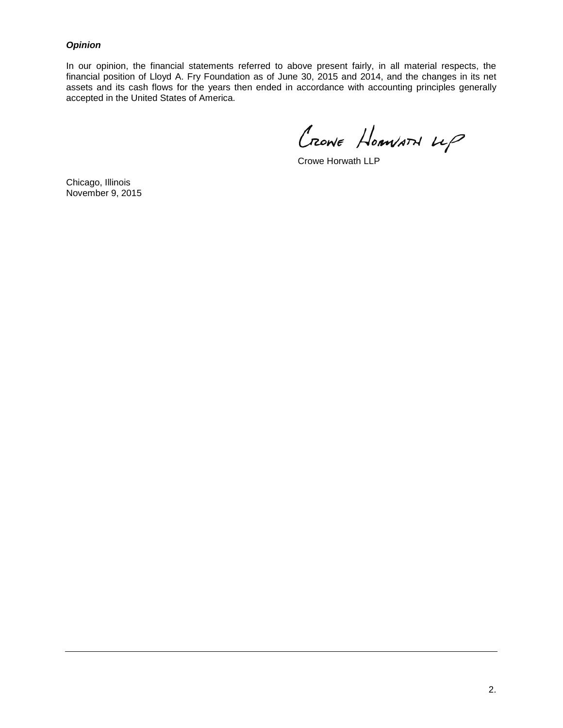***Opinion***

In our opinion, the financial statements referred to above present fairly, in all material respects, the financial position of Lloyd A. Fry Foundation as of June 30, 2015 and 2014, and the changes in its net assets and its cash flows for the years then ended in accordance with accounting principles generally accepted in the United States of America.

Crowe Horwath LLP

Crowe Horwath LLP

Chicago, Illinois
November 9, 2015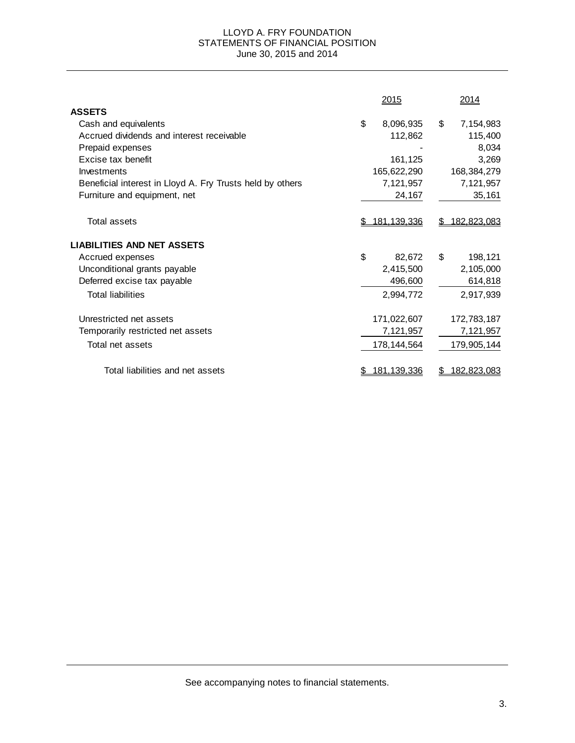# LLOYD A. FRY FOUNDATION
## STATEMENTS OF FINANCIAL POSITION
### June 30, 2015 and 2014

| | 2015 | 2014 |
|---|---|---|
| **ASSETS** | | |
| Cash and equivalents | $ 8,096,935 | $ 7,154,983 |
| Accrued dividends and interest receivable | 112,862 | 115,400 |
| Prepaid expenses | - | 8,034 |
| Excise tax benefit | 161,125 | 3,269 |
| Investments | 165,622,290 | 168,384,279 |
| Beneficial interest in Lloyd A. Fry Trusts held by others | 7,121,957 | 7,121,957 |
| Furniture and equipment, net | 24,167 | 35,161 |
| Total assets | $ 181,139,336 | $ 182,823,083 |
| **LIABILITIES AND NET ASSETS** | | |
| Accrued expenses | $ 82,672 | $ 198,121 |
| Unconditional grants payable | 2,415,500 | 2,105,000 |
| Deferred excise tax payable | 496,600 | 614,818 |
| Total liabilities | 2,994,772 | 2,917,939 |
| Unrestricted net assets | 171,022,607 | 172,783,187 |
| Temporarily restricted net assets | 7,121,957 | 7,121,957 |
| Total net assets | 178,144,564 | 179,905,144 |
| Total liabilities and net assets | $ 181,139,336 | $ 182,823,083 |

See accompanying notes to financial statements.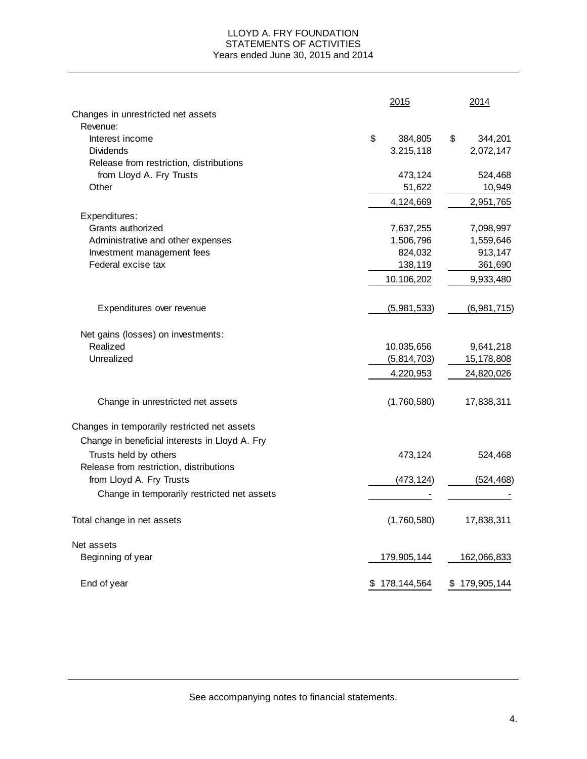# LLOYD A. FRY FOUNDATION
## STATEMENTS OF ACTIVITIES
### Years ended June 30, 2015 and 2014

| | 2015 | 2014 |
|---|---|---|
| **Changes in unrestricted net assets** | | |
| Revenue: | | |
| Interest income | $ 384,805 | $ 344,201 |
| Dividends | 3,215,118 | 2,072,147 |
| Release from restriction, distributions from Lloyd A. Fry Trusts | 473,124 | 524,468 |
| Other | 51,622 | 10,949 |
| | 4,124,669 | 2,951,765 |
| Expenditures: | | |
| Grants authorized | 7,637,255 | 7,098,997 |
| Administrative and other expenses | 1,506,796 | 1,559,646 |
| Investment management fees | 824,032 | 913,147 |
| Federal excise tax | 138,119 | 361,690 |
| | 10,106,202 | 9,933,480 |
| Expenditures over revenue | (5,981,533) | (6,981,715) |
| Net gains (losses) on investments: | | |
| Realized | 10,035,656 | 9,641,218 |
| Unrealized | (5,814,703) | 15,178,808 |
| | 4,220,953 | 24,820,026 |
| Change in unrestricted net assets | (1,760,580) | 17,838,311 |
| **Changes in temporarily restricted net assets** | | |
| Change in beneficial interests in Lloyd A. Fry Trusts held by others | 473,124 | 524,468 |
| Release from restriction, distributions from Lloyd A. Fry Trusts | (473,124) | (524,468) |
| Change in temporarily restricted net assets | - | - |
| **Total change in net assets** | (1,760,580) | 17,838,311 |
| **Net assets** | | |
| Beginning of year | 179,905,144 | 162,066,833 |
| End of year | $ 178,144,564 | $ 179,905,144 |

See accompanying notes to financial statements.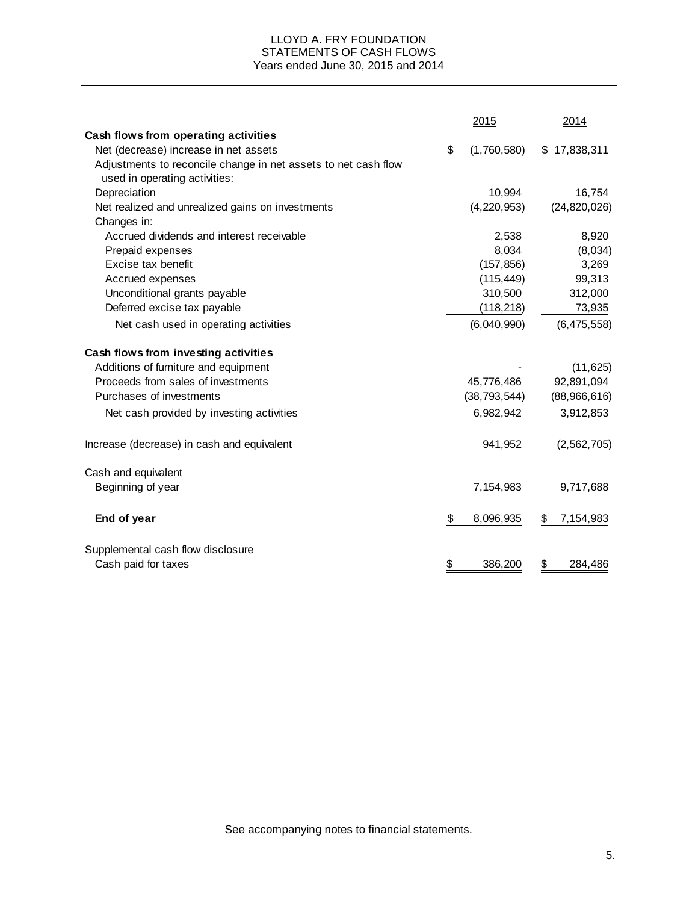# LLOYD A. FRY FOUNDATION
## STATEMENTS OF CASH FLOWS
### Years ended June 30, 2015 and 2014

| | 2015 | 2014 |
|---|---|---|
| **Cash flows from operating activities** | | |
| Net (decrease) increase in net assets | $ (1,760,580) | $ 17,838,311 |
| Adjustments to reconcile change in net assets to net cash flow used in operating activities: | | |
| Depreciation | 10,994 | 16,754 |
| Net realized and unrealized gains on investments | (4,220,953) | (24,820,026) |
| Changes in: | | |
| Accrued dividends and interest receivable | 2,538 | 8,920 |
| Prepaid expenses | 8,034 | (8,034) |
| Excise tax benefit | (157,856) | 3,269 |
| Accrued expenses | (115,449) | 99,313 |
| Unconditional grants payable | 310,500 | 312,000 |
| Deferred excise tax payable | (118,218) | 73,935 |
| Net cash used in operating activities | (6,040,990) | (6,475,558) |
| **Cash flows from investing activities** | | |
| Additions of furniture and equipment | - | (11,625) |
| Proceeds from sales of investments | 45,776,486 | 92,891,094 |
| Purchases of investments | (38,793,544) | (88,966,616) |
| Net cash provided by investing activities | 6,982,942 | 3,912,853 |
| Increase (decrease) in cash and equivalent | 941,952 | (2,562,705) |
| Cash and equivalent | | |
| Beginning of year | 7,154,983 | 9,717,688 |
| **End of year** | $ 8,096,935 | $ 7,154,983 |
| Supplemental cash flow disclosure | | |
| Cash paid for taxes | $ 386,200 | $ 284,486 |

See accompanying notes to financial statements.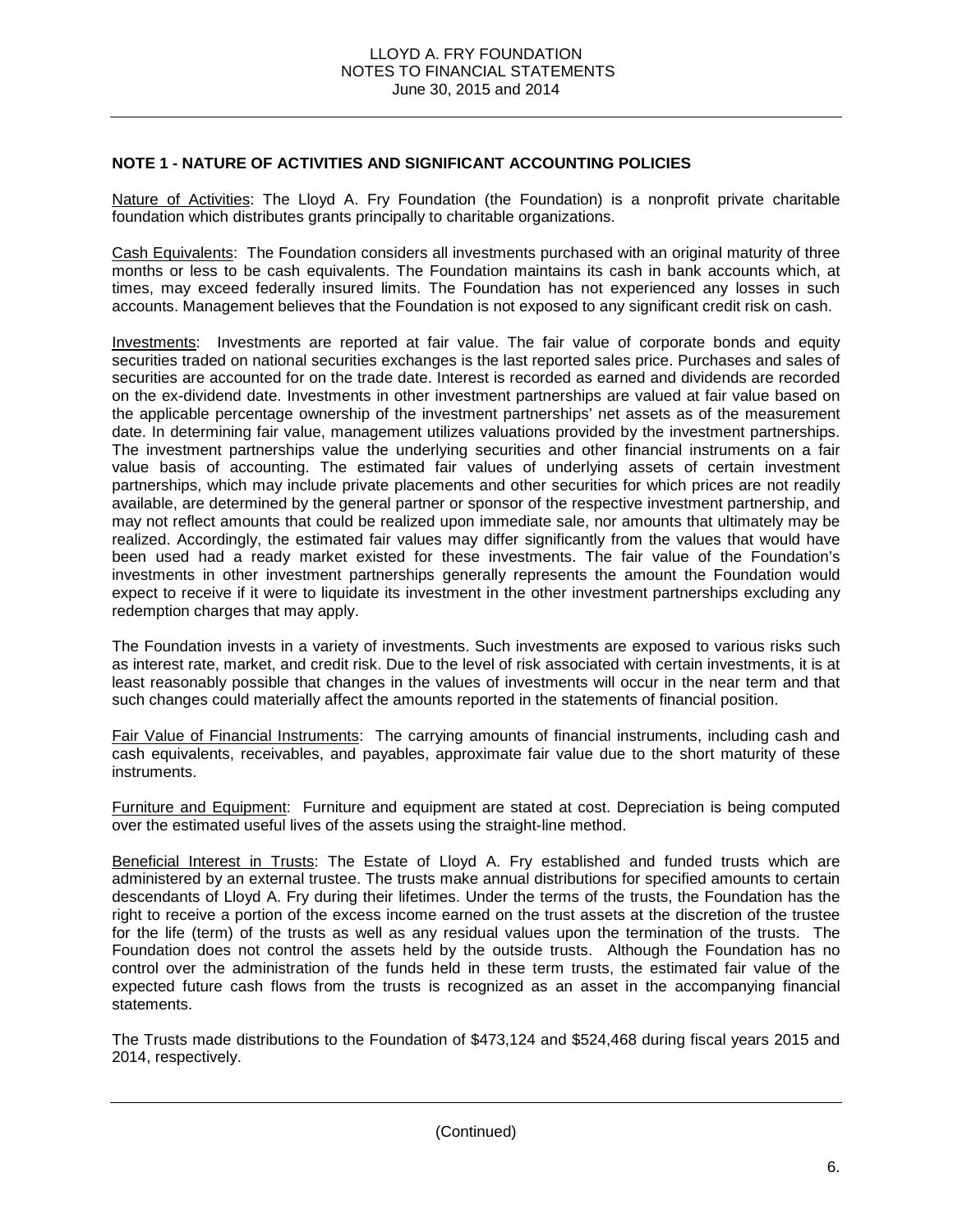## NOTE 1 - NATURE OF ACTIVITIES AND SIGNIFICANT ACCOUNTING POLICIES

Nature of Activities: The Lloyd A. Fry Foundation (the Foundation) is a nonprofit private charitable foundation which distributes grants principally to charitable organizations.

Cash Equivalents: The Foundation considers all investments purchased with an original maturity of three months or less to be cash equivalents. The Foundation maintains its cash in bank accounts which, at times, may exceed federally insured limits. The Foundation has not experienced any losses in such accounts. Management believes that the Foundation is not exposed to any significant credit risk on cash.

Investments: Investments are reported at fair value. The fair value of corporate bonds and equity securities traded on national securities exchanges is the last reported sales price. Purchases and sales of securities are accounted for on the trade date. Interest is recorded as earned and dividends are recorded on the ex-dividend date. Investments in other investment partnerships are valued at fair value based on the applicable percentage ownership of the investment partnerships' net assets as of the measurement date. In determining fair value, management utilizes valuations provided by the investment partnerships. The investment partnerships value the underlying securities and other financial instruments on a fair value basis of accounting. The estimated fair values of underlying assets of certain investment partnerships, which may include private placements and other securities for which prices are not readily available, are determined by the general partner or sponsor of the respective investment partnership, and may not reflect amounts that could be realized upon immediate sale, nor amounts that ultimately may be realized. Accordingly, the estimated fair values may differ significantly from the values that would have been used had a ready market existed for these investments. The fair value of the Foundation's investments in other investment partnerships generally represents the amount the Foundation would expect to receive if it were to liquidate its investment in the other investment partnerships excluding any redemption charges that may apply.

The Foundation invests in a variety of investments. Such investments are exposed to various risks such as interest rate, market, and credit risk. Due to the level of risk associated with certain investments, it is at least reasonably possible that changes in the values of investments will occur in the near term and that such changes could materially affect the amounts reported in the statements of financial position.

Fair Value of Financial Instruments: The carrying amounts of financial instruments, including cash and cash equivalents, receivables, and payables, approximate fair value due to the short maturity of these instruments.

Furniture and Equipment: Furniture and equipment are stated at cost. Depreciation is being computed over the estimated useful lives of the assets using the straight-line method.

Beneficial Interest in Trusts: The Estate of Lloyd A. Fry established and funded trusts which are administered by an external trustee. The trusts make annual distributions for specified amounts to certain descendants of Lloyd A. Fry during their lifetimes. Under the terms of the trusts, the Foundation has the right to receive a portion of the excess income earned on the trust assets at the discretion of the trustee for the life (term) of the trusts as well as any residual values upon the termination of the trusts. The Foundation does not control the assets held by the outside trusts. Although the Foundation has no control over the administration of the funds held in these term trusts, the estimated fair value of the expected future cash flows from the trusts is recognized as an asset in the accompanying financial statements.

The Trusts made distributions to the Foundation of $473,124 and $524,468 during fiscal years 2015 and 2014, respectively.

(Continued)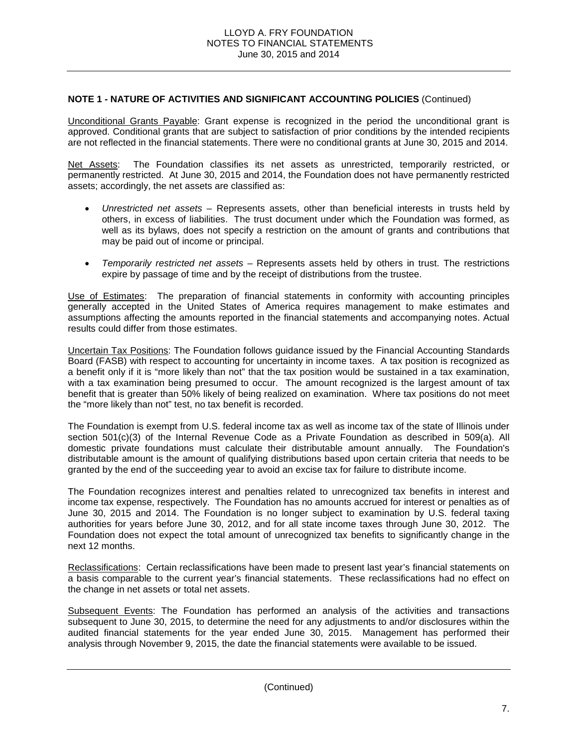**NOTE 1 - NATURE OF ACTIVITIES AND SIGNIFICANT ACCOUNTING POLICIES** (Continued)

Unconditional Grants Payable: Grant expense is recognized in the period the unconditional grant is approved. Conditional grants that are subject to satisfaction of prior conditions by the intended recipients are not reflected in the financial statements. There were no conditional grants at June 30, 2015 and 2014.

Net Assets: The Foundation classifies its net assets as unrestricted, temporarily restricted, or permanently restricted. At June 30, 2015 and 2014, the Foundation does not have permanently restricted assets; accordingly, the net assets are classified as:

- *Unrestricted net assets* – Represents assets, other than beneficial interests in trusts held by others, in excess of liabilities. The trust document under which the Foundation was formed, as well as its bylaws, does not specify a restriction on the amount of grants and contributions that may be paid out of income or principal.
- *Temporarily restricted net assets* – Represents assets held by others in trust. The restrictions expire by passage of time and by the receipt of distributions from the trustee.

Use of Estimates: The preparation of financial statements in conformity with accounting principles generally accepted in the United States of America requires management to make estimates and assumptions affecting the amounts reported in the financial statements and accompanying notes. Actual results could differ from those estimates.

Uncertain Tax Positions: The Foundation follows guidance issued by the Financial Accounting Standards Board (FASB) with respect to accounting for uncertainty in income taxes. A tax position is recognized as a benefit only if it is "more likely than not" that the tax position would be sustained in a tax examination, with a tax examination being presumed to occur. The amount recognized is the largest amount of tax benefit that is greater than 50% likely of being realized on examination. Where tax positions do not meet the "more likely than not" test, no tax benefit is recorded.

The Foundation is exempt from U.S. federal income tax as well as income tax of the state of Illinois under section 501(c)(3) of the Internal Revenue Code as a Private Foundation as described in 509(a). All domestic private foundations must calculate their distributable amount annually. The Foundation's distributable amount is the amount of qualifying distributions based upon certain criteria that needs to be granted by the end of the succeeding year to avoid an excise tax for failure to distribute income.

The Foundation recognizes interest and penalties related to unrecognized tax benefits in interest and income tax expense, respectively. The Foundation has no amounts accrued for interest or penalties as of June 30, 2015 and 2014. The Foundation is no longer subject to examination by U.S. federal taxing authorities for years before June 30, 2012, and for all state income taxes through June 30, 2012. The Foundation does not expect the total amount of unrecognized tax benefits to significantly change in the next 12 months.

Reclassifications: Certain reclassifications have been made to present last year's financial statements on a basis comparable to the current year's financial statements. These reclassifications had no effect on the change in net assets or total net assets.

Subsequent Events: The Foundation has performed an analysis of the activities and transactions subsequent to June 30, 2015, to determine the need for any adjustments to and/or disclosures within the audited financial statements for the year ended June 30, 2015. Management has performed their analysis through November 9, 2015, the date the financial statements were available to be issued.

(Continued)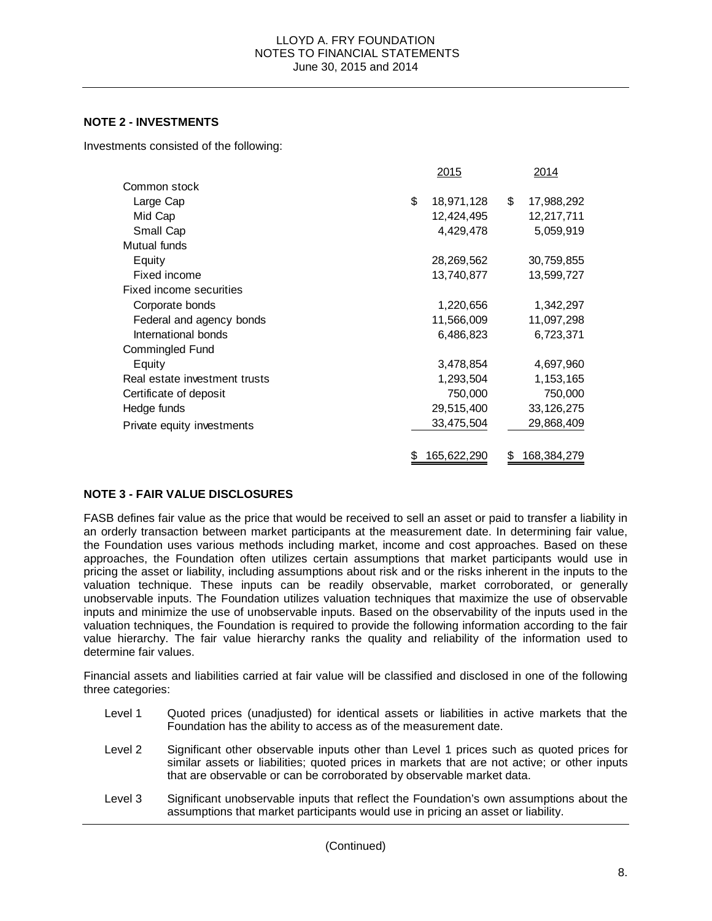## NOTE 2 - INVESTMENTS

Investments consisted of the following:

| | 2015 | 2014 |
|---|---|---|
| Common stock | | |
| Large Cap | $ 18,971,128 | $ 17,988,292 |
| Mid Cap | 12,424,495 | 12,217,711 |
| Small Cap | 4,429,478 | 5,059,919 |
| Mutual funds | | |
| Equity | 28,269,562 | 30,759,855 |
| Fixed income | 13,740,877 | 13,599,727 |
| Fixed income securities | | |
| Corporate bonds | 1,220,656 | 1,342,297 |
| Federal and agency bonds | 11,566,009 | 11,097,298 |
| International bonds | 6,486,823 | 6,723,371 |
| Commingled Fund | | |
| Equity | 3,478,854 | 4,697,960 |
| Real estate investment trusts | 1,293,504 | 1,153,165 |
| Certificate of deposit | 750,000 | 750,000 |
| Hedge funds | 29,515,400 | 33,126,275 |
| Private equity investments | 33,475,504 | 29,868,409 |
| | $ 165,622,290 | $ 168,384,279 |

## NOTE 3 - FAIR VALUE DISCLOSURES

FASB defines fair value as the price that would be received to sell an asset or paid to transfer a liability in an orderly transaction between market participants at the measurement date. In determining fair value, the Foundation uses various methods including market, income and cost approaches. Based on these approaches, the Foundation often utilizes certain assumptions that market participants would use in pricing the asset or liability, including assumptions about risk and or the risks inherent in the inputs to the valuation technique. These inputs can be readily observable, market corroborated, or generally unobservable inputs. The Foundation utilizes valuation techniques that maximize the use of observable inputs and minimize the use of unobservable inputs. Based on the observability of the inputs used in the valuation techniques, the Foundation is required to provide the following information according to the fair value hierarchy. The fair value hierarchy ranks the quality and reliability of the information used to determine fair values.

Financial assets and liabilities carried at fair value will be classified and disclosed in one of the following three categories:

Level 1 Quoted prices (unadjusted) for identical assets or liabilities in active markets that the Foundation has the ability to access as of the measurement date.

Level 2 Significant other observable inputs other than Level 1 prices such as quoted prices for similar assets or liabilities; quoted prices in markets that are not active; or other inputs that are observable or can be corroborated by observable market data.

Level 3 Significant unobservable inputs that reflect the Foundation's own assumptions about the assumptions that market participants would use in pricing an asset or liability.

(Continued)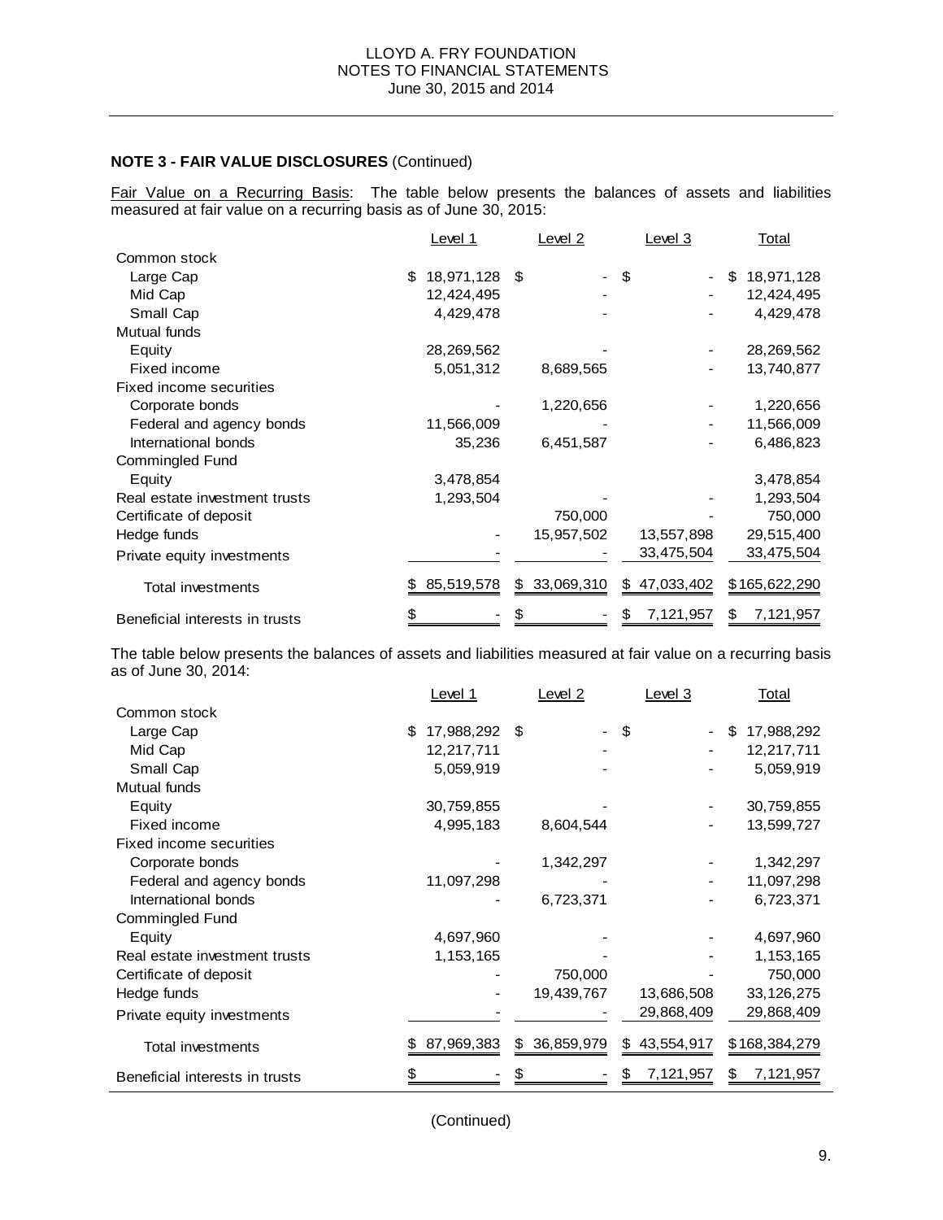**NOTE 3 - FAIR VALUE DISCLOSURES** (Continued)

Fair Value on a Recurring Basis: The table below presents the balances of assets and liabilities measured at fair value on a recurring basis as of June 30, 2015:

| | Level 1 | Level 2 | Level 3 | Total |
|---|---|---|---|---|
| Common stock | | | | |
| Large Cap | $ 18,971,128 | $ - | $ - | $ 18,971,128 |
| Mid Cap | 12,424,495 | - | - | 12,424,495 |
| Small Cap | 4,429,478 | - | - | 4,429,478 |
| Mutual funds | | | | |
| Equity | 28,269,562 | - | - | 28,269,562 |
| Fixed income | 5,051,312 | 8,689,565 | - | 13,740,877 |
| Fixed income securities | | | | |
| Corporate bonds | - | 1,220,656 | - | 1,220,656 |
| Federal and agency bonds | 11,566,009 | - | - | 11,566,009 |
| International bonds | 35,236 | 6,451,587 | - | 6,486,823 |
| Commingled Fund | | | | |
| Equity | 3,478,854 | | | 3,478,854 |
| Real estate investment trusts | 1,293,504 | - | - | 1,293,504 |
| Certificate of deposit | | 750,000 | - | 750,000 |
| Hedge funds | - | 15,957,502 | 13,557,898 | 29,515,400 |
| Private equity investments | - | - | 33,475,504 | 33,475,504 |
| Total investments | $ 85,519,578 | $ 33,069,310 | $ 47,033,402 | $ 165,622,290 |
| Beneficial interests in trusts | $ - | $ - | $ 7,121,957 | $ 7,121,957 |

The table below presents the balances of assets and liabilities measured at fair value on a recurring basis as of June 30, 2014:

| | Level 1 | Level 2 | Level 3 | Total |
|---|---|---|---|---|
| Common stock | | | | |
| Large Cap | $ 17,988,292 | $ - | $ - | $ 17,988,292 |
| Mid Cap | 12,217,711 | - | - | 12,217,711 |
| Small Cap | 5,059,919 | - | - | 5,059,919 |
| Mutual funds | | | | |
| Equity | 30,759,855 | - | - | 30,759,855 |
| Fixed income | 4,995,183 | 8,604,544 | - | 13,599,727 |
| Fixed income securities | | | | |
| Corporate bonds | - | 1,342,297 | - | 1,342,297 |
| Federal and agency bonds | 11,097,298 | - | - | 11,097,298 |
| International bonds | - | 6,723,371 | - | 6,723,371 |
| Commingled Fund | | | | |
| Equity | 4,697,960 | - | - | 4,697,960 |
| Real estate investment trusts | 1,153,165 | - | - | 1,153,165 |
| Certificate of deposit | - | 750,000 | - | 750,000 |
| Hedge funds | - | 19,439,767 | 13,686,508 | 33,126,275 |
| Private equity investments | - | - | 29,868,409 | 29,868,409 |
| Total investments | $ 87,969,383 | $ 36,859,979 | $ 43,554,917 | $ 168,384,279 |
| Beneficial interests in trusts | $ - | $ - | $ 7,121,957 | $ 7,121,957 |

(Continued)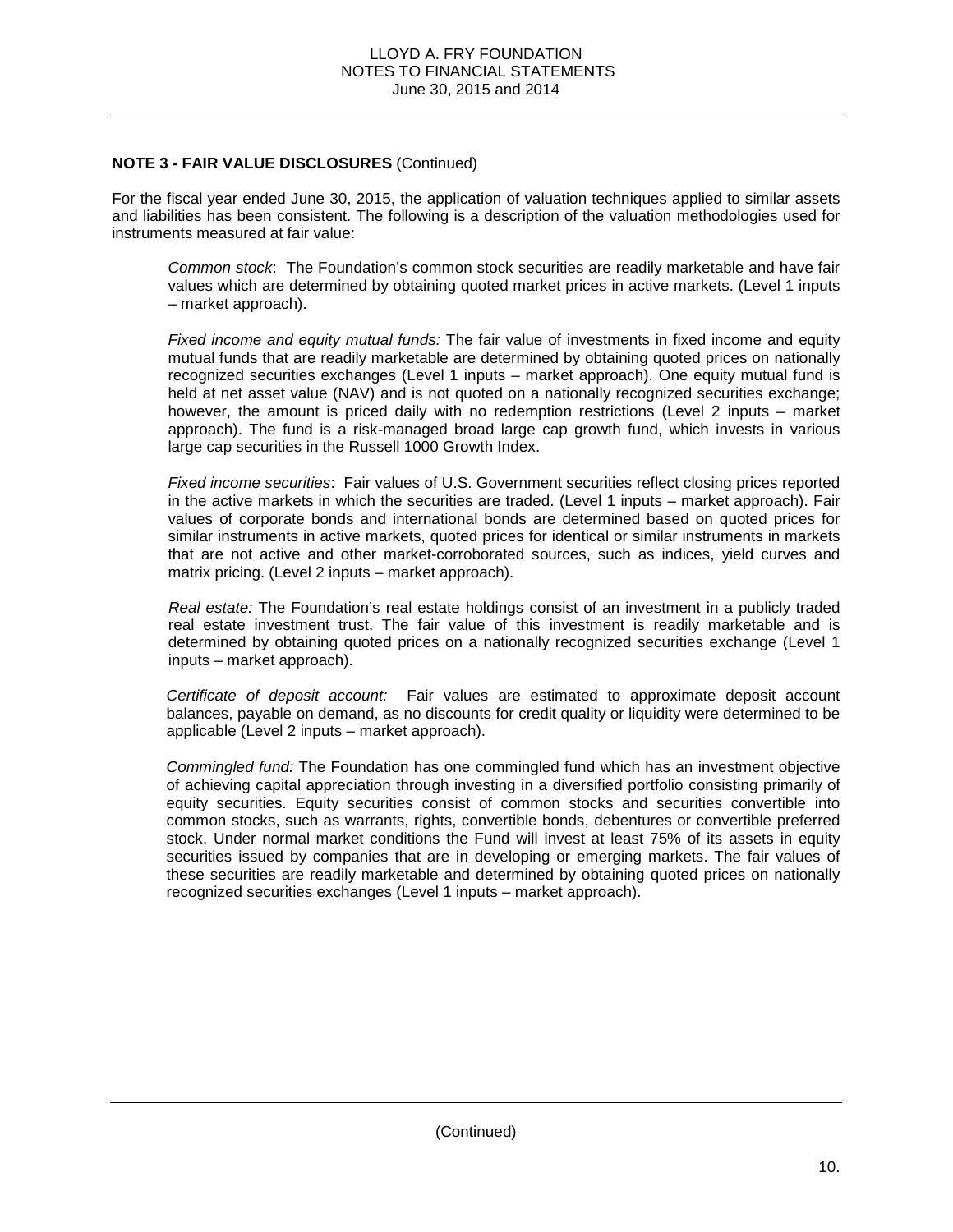**NOTE 3 - FAIR VALUE DISCLOSURES** (Continued)

For the fiscal year ended June 30, 2015, the application of valuation techniques applied to similar assets and liabilities has been consistent. The following is a description of the valuation methodologies used for instruments measured at fair value:

*Common stock*: The Foundation's common stock securities are readily marketable and have fair values which are determined by obtaining quoted market prices in active markets. (Level 1 inputs – market approach).

*Fixed income and equity mutual funds:* The fair value of investments in fixed income and equity mutual funds that are readily marketable are determined by obtaining quoted prices on nationally recognized securities exchanges (Level 1 inputs – market approach). One equity mutual fund is held at net asset value (NAV) and is not quoted on a nationally recognized securities exchange; however, the amount is priced daily with no redemption restrictions (Level 2 inputs – market approach). The fund is a risk-managed broad large cap growth fund, which invests in various large cap securities in the Russell 1000 Growth Index.

*Fixed income securities*: Fair values of U.S. Government securities reflect closing prices reported in the active markets in which the securities are traded. (Level 1 inputs – market approach). Fair values of corporate bonds and international bonds are determined based on quoted prices for similar instruments in active markets, quoted prices for identical or similar instruments in markets that are not active and other market-corroborated sources, such as indices, yield curves and matrix pricing. (Level 2 inputs – market approach).

*Real estate:* The Foundation's real estate holdings consist of an investment in a publicly traded real estate investment trust. The fair value of this investment is readily marketable and is determined by obtaining quoted prices on a nationally recognized securities exchange (Level 1 inputs – market approach).

*Certificate of deposit account:* Fair values are estimated to approximate deposit account balances, payable on demand, as no discounts for credit quality or liquidity were determined to be applicable (Level 2 inputs – market approach).

*Commingled fund:* The Foundation has one commingled fund which has an investment objective of achieving capital appreciation through investing in a diversified portfolio consisting primarily of equity securities. Equity securities consist of common stocks and securities convertible into common stocks, such as warrants, rights, convertible bonds, debentures or convertible preferred stock. Under normal market conditions the Fund will invest at least 75% of its assets in equity securities issued by companies that are in developing or emerging markets. The fair values of these securities are readily marketable and determined by obtaining quoted prices on nationally recognized securities exchanges (Level 1 inputs – market approach).

(Continued)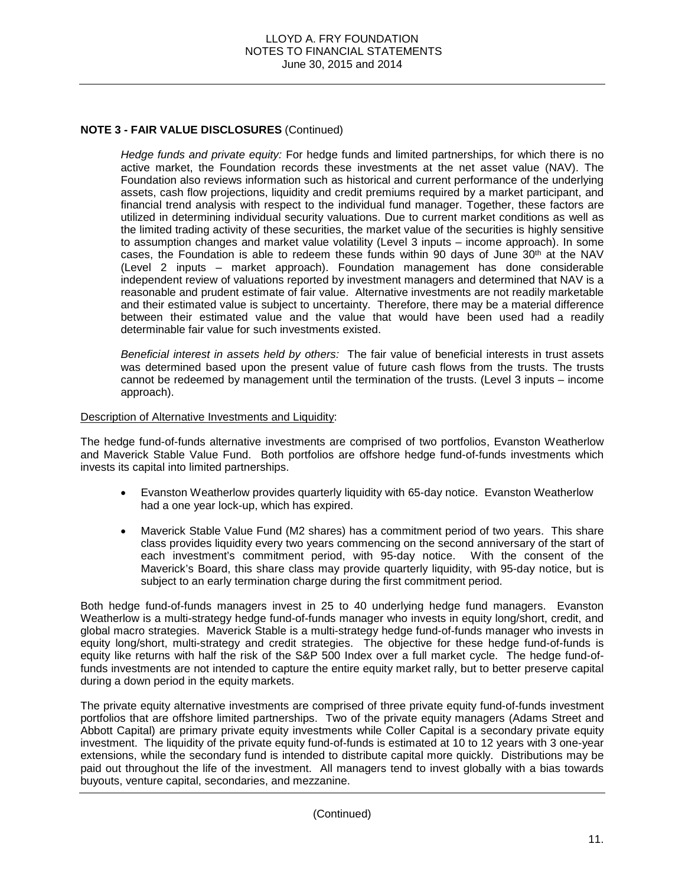## NOTE 3 - FAIR VALUE DISCLOSURES (Continued)

*Hedge funds and private equity:* For hedge funds and limited partnerships, for which there is no active market, the Foundation records these investments at the net asset value (NAV). The Foundation also reviews information such as historical and current performance of the underlying assets, cash flow projections, liquidity and credit premiums required by a market participant, and financial trend analysis with respect to the individual fund manager. Together, these factors are utilized in determining individual security valuations. Due to current market conditions as well as the limited trading activity of these securities, the market value of the securities is highly sensitive to assumption changes and market value volatility (Level 3 inputs – income approach). In some cases, the Foundation is able to redeem these funds within 90 days of June 30th at the NAV (Level 2 inputs – market approach). Foundation management has done considerable independent review of valuations reported by investment managers and determined that NAV is a reasonable and prudent estimate of fair value. Alternative investments are not readily marketable and their estimated value is subject to uncertainty. Therefore, there may be a material difference between their estimated value and the value that would have been used had a readily determinable fair value for such investments existed.

*Beneficial interest in assets held by others:* The fair value of beneficial interests in trust assets was determined based upon the present value of future cash flows from the trusts. The trusts cannot be redeemed by management until the termination of the trusts. (Level 3 inputs – income approach).

Description of Alternative Investments and Liquidity:

The hedge fund-of-funds alternative investments are comprised of two portfolios, Evanston Weatherlow and Maverick Stable Value Fund. Both portfolios are offshore hedge fund-of-funds investments which invests its capital into limited partnerships.

- Evanston Weatherlow provides quarterly liquidity with 65-day notice. Evanston Weatherlow had a one year lock-up, which has expired.
- Maverick Stable Value Fund (M2 shares) has a commitment period of two years. This share class provides liquidity every two years commencing on the second anniversary of the start of each investment's commitment period, with 95-day notice. With the consent of the Maverick's Board, this share class may provide quarterly liquidity, with 95-day notice, but is subject to an early termination charge during the first commitment period.

Both hedge fund-of-funds managers invest in 25 to 40 underlying hedge fund managers. Evanston Weatherlow is a multi-strategy hedge fund-of-funds manager who invests in equity long/short, credit, and global macro strategies. Maverick Stable is a multi-strategy hedge fund-of-funds manager who invests in equity long/short, multi-strategy and credit strategies. The objective for these hedge fund-of-funds is equity like returns with half the risk of the S&P 500 Index over a full market cycle. The hedge fund-of-funds investments are not intended to capture the entire equity market rally, but to better preserve capital during a down period in the equity markets.

The private equity alternative investments are comprised of three private equity fund-of-funds investment portfolios that are offshore limited partnerships. Two of the private equity managers (Adams Street and Abbott Capital) are primary private equity investments while Coller Capital is a secondary private equity investment. The liquidity of the private equity fund-of-funds is estimated at 10 to 12 years with 3 one-year extensions, while the secondary fund is intended to distribute capital more quickly. Distributions may be paid out throughout the life of the investment. All managers tend to invest globally with a bias towards buyouts, venture capital, secondaries, and mezzanine.

(Continued)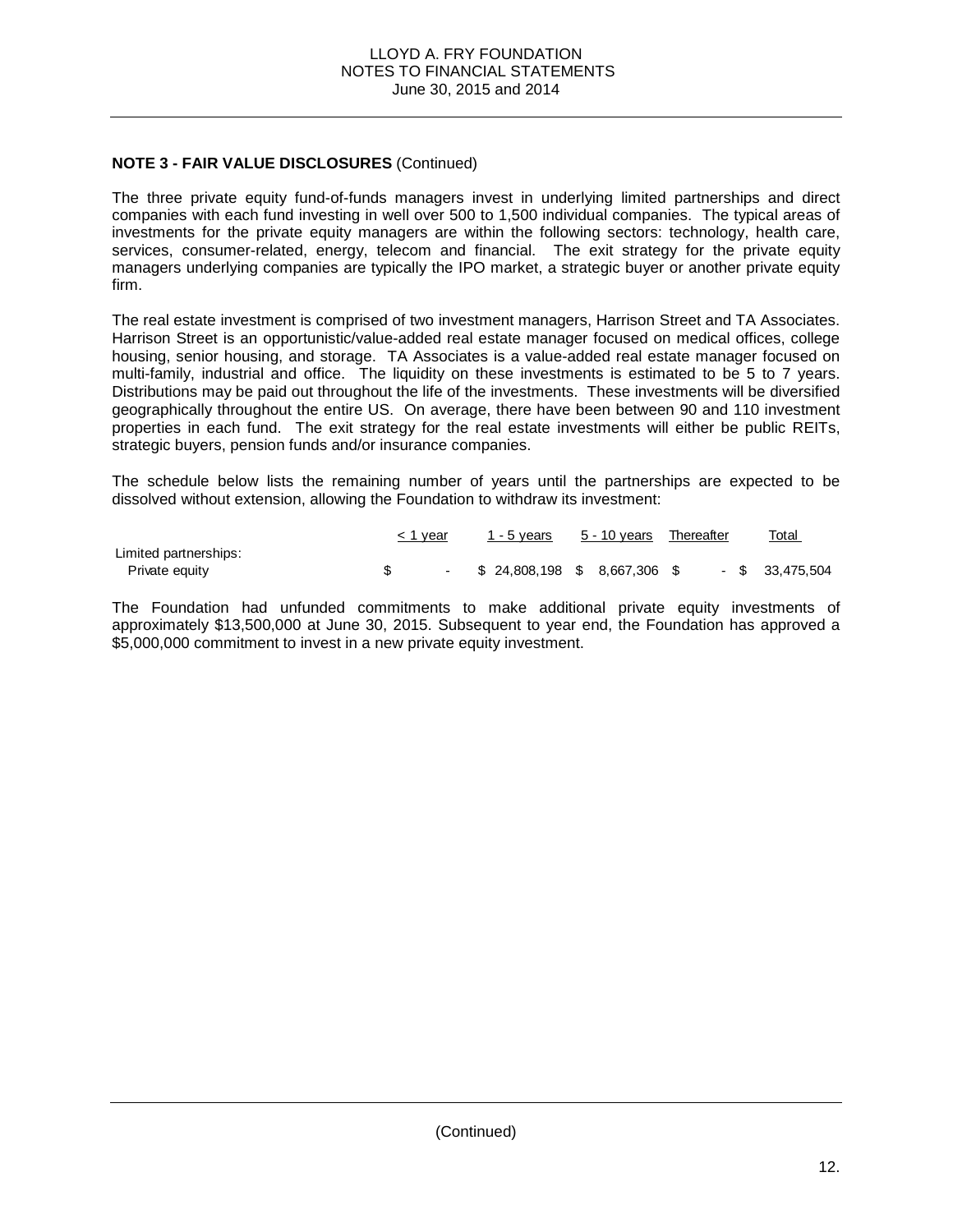**NOTE 3 - FAIR VALUE DISCLOSURES** (Continued)

The three private equity fund-of-funds managers invest in underlying limited partnerships and direct companies with each fund investing in well over 500 to 1,500 individual companies. The typical areas of investments for the private equity managers are within the following sectors: technology, health care, services, consumer-related, energy, telecom and financial. The exit strategy for the private equity managers underlying companies are typically the IPO market, a strategic buyer or another private equity firm.

The real estate investment is comprised of two investment managers, Harrison Street and TA Associates. Harrison Street is an opportunistic/value-added real estate manager focused on medical offices, college housing, senior housing, and storage. TA Associates is a value-added real estate manager focused on multi-family, industrial and office. The liquidity on these investments is estimated to be 5 to 7 years. Distributions may be paid out throughout the life of the investments. These investments will be diversified geographically throughout the entire US. On average, there have been between 90 and 110 investment properties in each fund. The exit strategy for the real estate investments will either be public REITs, strategic buyers, pension funds and/or insurance companies.

The schedule below lists the remaining number of years until the partnerships are expected to be dissolved without extension, allowing the Foundation to withdraw its investment:

| | < 1 year | 1 - 5 years | 5 - 10 years | Thereafter | Total |
|---|---|---|---|---|---|
| Limited partnerships: | | | | | |
| Private equity | $ - | $ 24,808,198 | $ 8,667,306 | $ - | $ 33,475,504 |

The Foundation had unfunded commitments to make additional private equity investments of approximately $13,500,000 at June 30, 2015. Subsequent to year end, the Foundation has approved a $5,000,000 commitment to invest in a new private equity investment.

(Continued)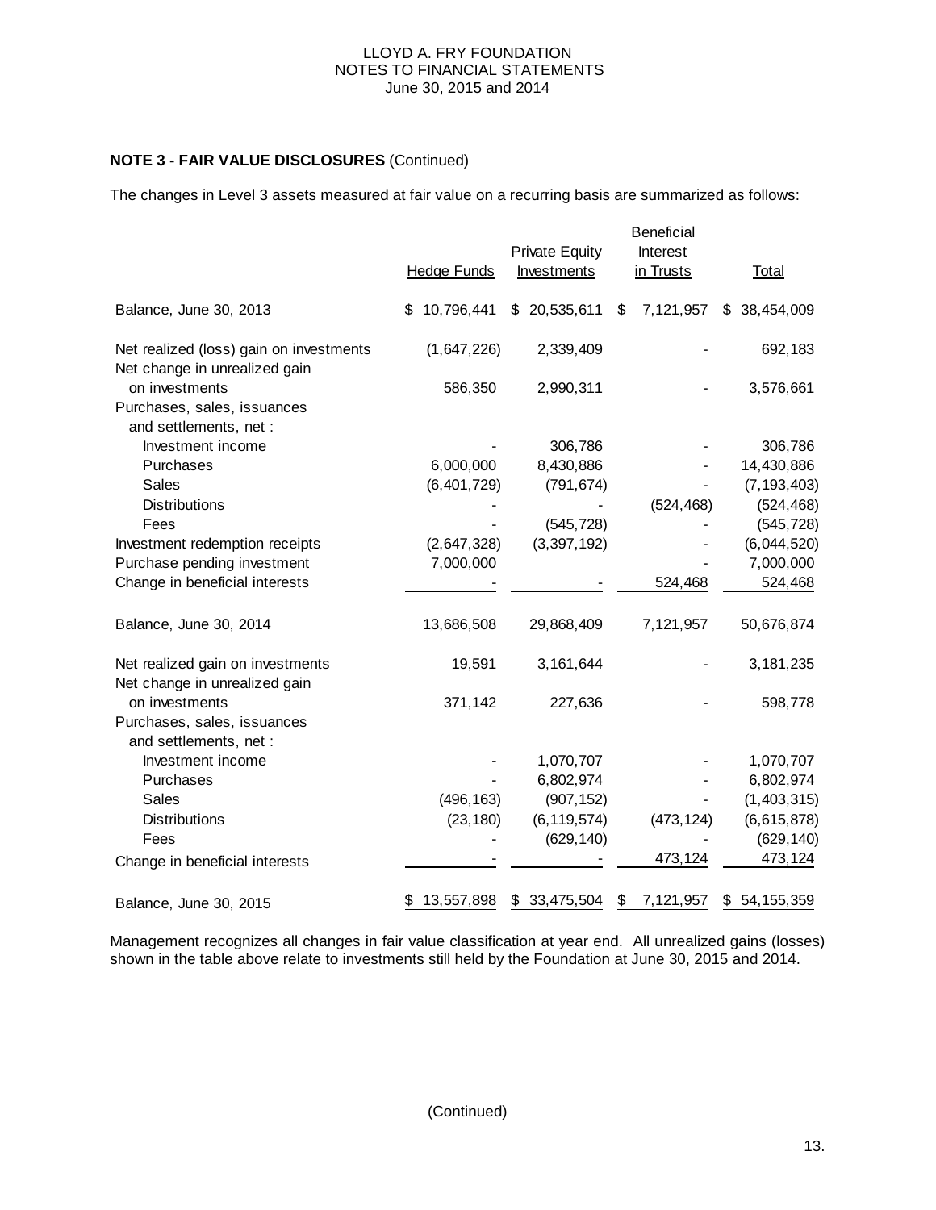**NOTE 3 - FAIR VALUE DISCLOSURES** (Continued)

The changes in Level 3 assets measured at fair value on a recurring basis are summarized as follows:

| | Hedge Funds | Private Equity Investments | Beneficial Interest in Trusts | Total |
|---|---|---|---|---|
| Balance, June 30, 2013 | $ 10,796,441 | $ 20,535,611 | $ 7,121,957 | $ 38,454,009 |
| Net realized (loss) gain on investments | (1,647,226) | 2,339,409 | - | 692,183 |
| Net change in unrealized gain on investments | 586,350 | 2,990,311 | - | 3,576,661 |
| Purchases, sales, issuances and settlements, net : | | | | |
| Investment income | - | 306,786 | - | 306,786 |
| Purchases | 6,000,000 | 8,430,886 | - | 14,430,886 |
| Sales | (6,401,729) | (791,674) | - | (7,193,403) |
| Distributions | - | - | (524,468) | (524,468) |
| Fees | - | (545,728) | - | (545,728) |
| Investment redemption receipts | (2,647,328) | (3,397,192) | - | (6,044,520) |
| Purchase pending investment | 7,000,000 | | - | 7,000,000 |
| Change in beneficial interests | - | - | 524,468 | 524,468 |
| Balance, June 30, 2014 | 13,686,508 | 29,868,409 | 7,121,957 | 50,676,874 |
| Net realized gain on investments | 19,591 | 3,161,644 | - | 3,181,235 |
| Net change in unrealized gain on investments | 371,142 | 227,636 | - | 598,778 |
| Purchases, sales, issuances and settlements, net : | | | | |
| Investment income | - | 1,070,707 | - | 1,070,707 |
| Purchases | - | 6,802,974 | - | 6,802,974 |
| Sales | (496,163) | (907,152) | - | (1,403,315) |
| Distributions | (23,180) | (6,119,574) | (473,124) | (6,615,878) |
| Fees | - | (629,140) | - | (629,140) |
| Change in beneficial interests | - | - | 473,124 | 473,124 |
| Balance, June 30, 2015 | $ 13,557,898 | $ 33,475,504 | $ 7,121,957 | $ 54,155,359 |

Management recognizes all changes in fair value classification at year end. All unrealized gains (losses) shown in the table above relate to investments still held by the Foundation at June 30, 2015 and 2014.

(Continued)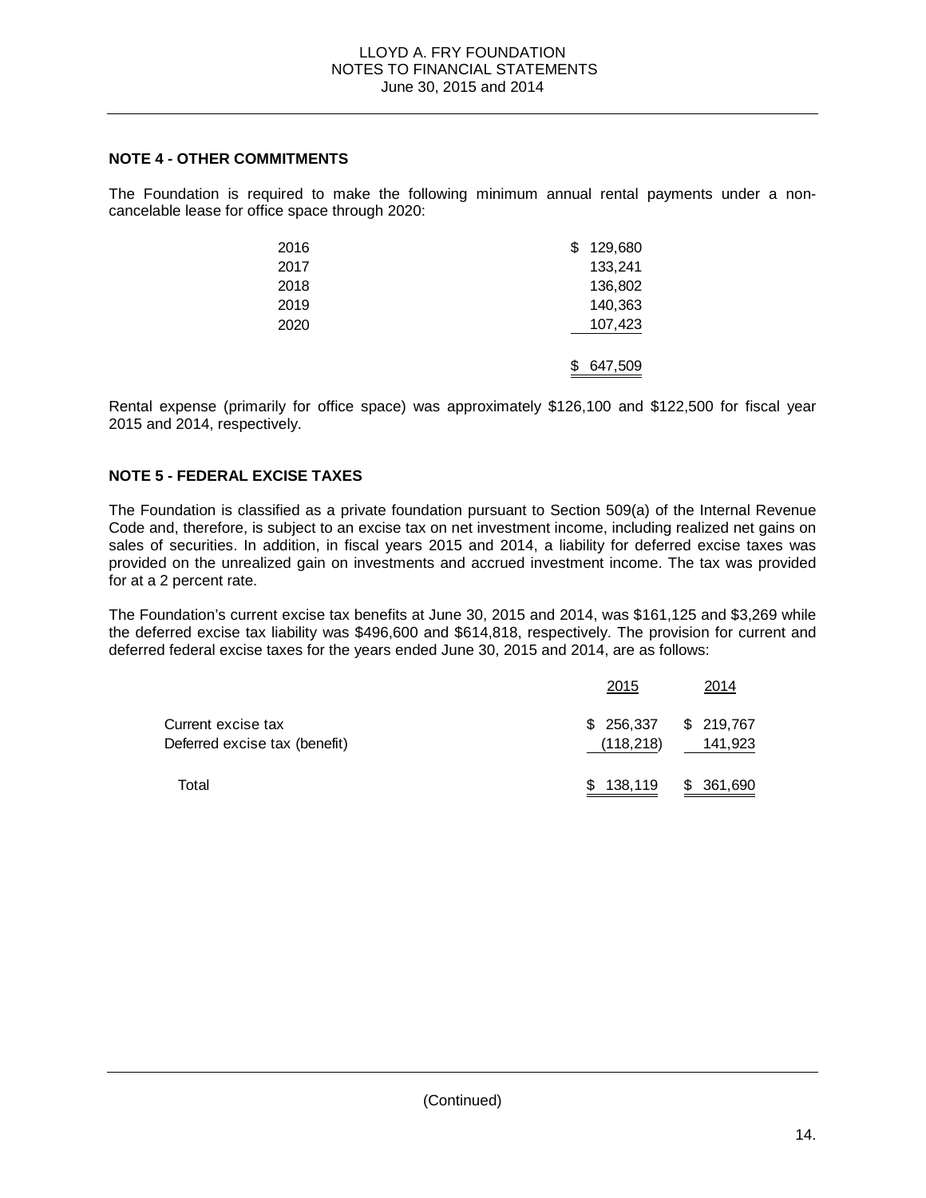## NOTE 4 - OTHER COMMITMENTS

The Foundation is required to make the following minimum annual rental payments under a non-cancelable lease for office space through 2020:

| Year | Amount |
|---|---|
| 2016 | $ 129,680 |
| 2017 | 133,241 |
| 2018 | 136,802 |
| 2019 | 140,363 |
| 2020 | 107,423 |
| | $ 647,509 |

Rental expense (primarily for office space) was approximately $126,100 and $122,500 for fiscal year 2015 and 2014, respectively.

## NOTE 5 - FEDERAL EXCISE TAXES

The Foundation is classified as a private foundation pursuant to Section 509(a) of the Internal Revenue Code and, therefore, is subject to an excise tax on net investment income, including realized net gains on sales of securities. In addition, in fiscal years 2015 and 2014, a liability for deferred excise taxes was provided on the unrealized gain on investments and accrued investment income. The tax was provided for at a 2 percent rate.

The Foundation's current excise tax benefits at June 30, 2015 and 2014, was $161,125 and $3,269 while the deferred excise tax liability was $496,600 and $614,818, respectively. The provision for current and deferred federal excise taxes for the years ended June 30, 2015 and 2014, are as follows:

| | 2015 | 2014 |
|---|---|---|
| Current excise tax | $ 256,337 | $ 219,767 |
| Deferred excise tax (benefit) | (118,218) | 141,923 |
| Total | $ 138,119 | $ 361,690 |

(Continued)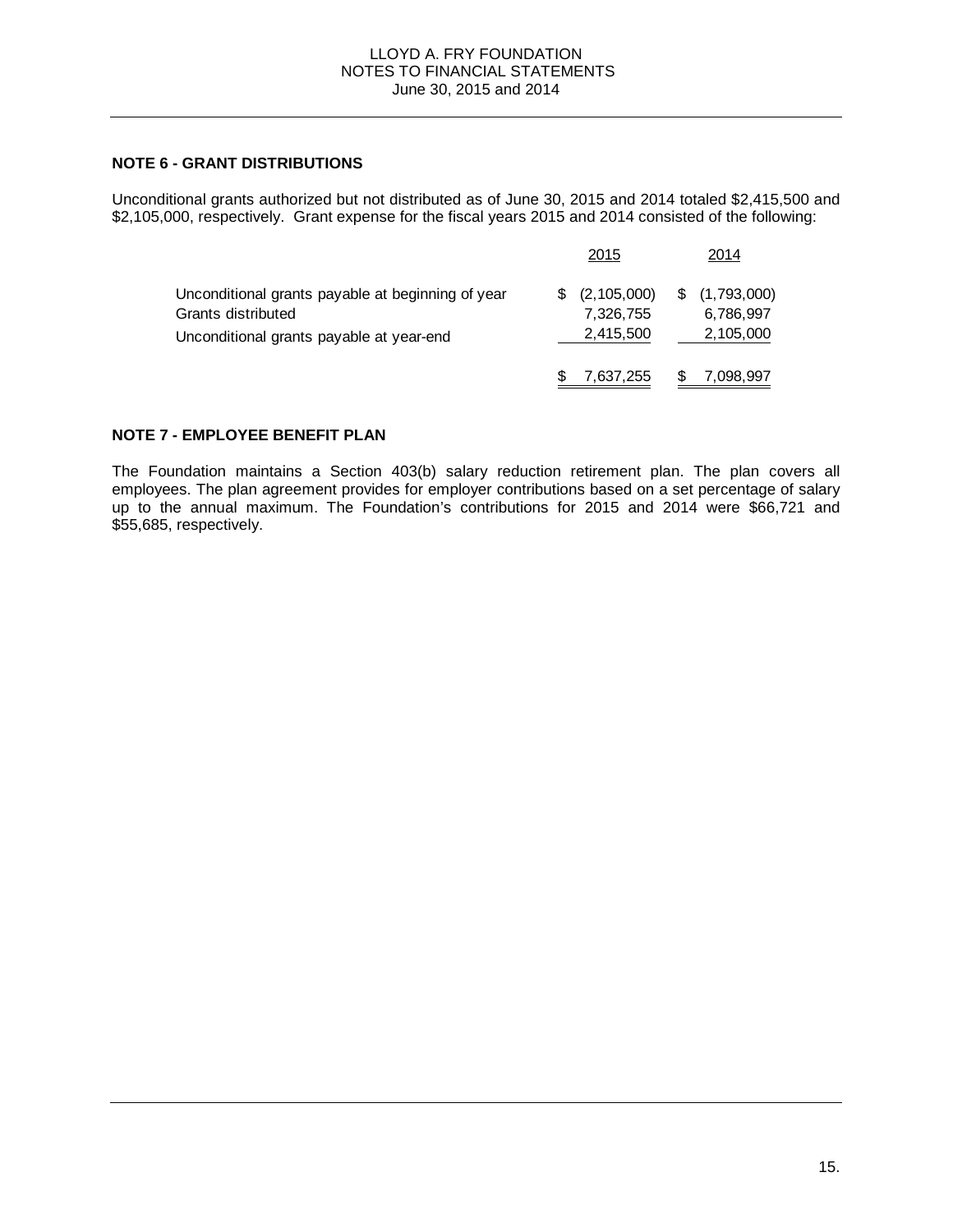## NOTE 6 - GRANT DISTRIBUTIONS

Unconditional grants authorized but not distributed as of June 30, 2015 and 2014 totaled $2,415,500 and $2,105,000, respectively. Grant expense for the fiscal years 2015 and 2014 consisted of the following:

| | 2015 | 2014 |
|---|---|---|
| Unconditional grants payable at beginning of year | $ (2,105,000) | $ (1,793,000) |
| Grants distributed | 7,326,755 | 6,786,997 |
| Unconditional grants payable at year-end | 2,415,500 | 2,105,000 |
| | $ 7,637,255 | $ 7,098,997 |

## NOTE 7 - EMPLOYEE BENEFIT PLAN

The Foundation maintains a Section 403(b) salary reduction retirement plan. The plan covers all employees. The plan agreement provides for employer contributions based on a set percentage of salary up to the annual maximum. The Foundation's contributions for 2015 and 2014 were $66,721 and $55,685, respectively.